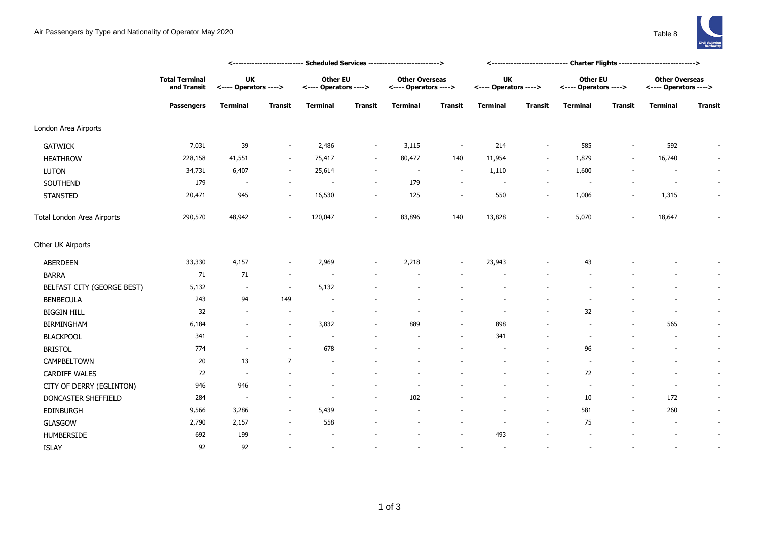# Air Passengers by Type and Nationality of Operator May 2020

Table 8

| | Total Terminal and Transit | Scheduled Services | | | | | | Charter Flights | | | | | |
|---|---|---|---|---|---|---|---|---|---|---|---|---|---|
| | | UK <---- Operators ----> | | Other EU <---- Operators ----> | | Other Overseas <---- Operators ----> | | UK <---- Operators ----> | | Other EU <---- Operators ----> | | Other Overseas <---- Operators ----> | |
| | Passengers | Terminal | Transit | Terminal | Transit | Terminal | Transit | Terminal | Transit | Terminal | Transit | Terminal | Transit |
| London Area Airports | | | | | | | | | | | | | |
| GATWICK | 7,031 | 39 | - | 2,486 | - | 3,115 | - | 214 | - | 585 | - | 592 | - |
| HEATHROW | 228,158 | 41,551 | - | 75,417 | - | 80,477 | 140 | 11,954 | - | 1,879 | - | 16,740 | - |
| LUTON | 34,731 | 6,407 | - | 25,614 | - | - | - | 1,110 | - | 1,600 | - | - | - |
| SOUTHEND | 179 | - | - | - | - | 179 | - | - | - | - | - | - | - |
| STANSTED | 20,471 | 945 | - | 16,530 | - | 125 | - | 550 | - | 1,006 | - | 1,315 | - |
| Total London Area Airports | 290,570 | 48,942 | - | 120,047 | - | 83,896 | 140 | 13,828 | - | 5,070 | - | 18,647 | - |
| Other UK Airports | | | | | | | | | | | | | |
| ABERDEEN | 33,330 | 4,157 | - | 2,969 | - | 2,218 | - | 23,943 | - | 43 | - | - | - |
| BARRA | 71 | 71 | - | - | - | - | - | - | - | - | - | - | - |
| BELFAST CITY (GEORGE BEST) | 5,132 | - | - | 5,132 | - | - | - | - | - | - | - | - | - |
| BENBECULA | 243 | 94 | 149 | - | - | - | - | - | - | - | - | - | - |
| BIGGIN HILL | 32 | - | - | - | - | - | - | - | - | 32 | - | - | - |
| BIRMINGHAM | 6,184 | - | - | 3,832 | - | 889 | - | 898 | - | - | - | 565 | - |
| BLACKPOOL | 341 | - | - | - | - | - | - | 341 | - | - | - | - | - |
| BRISTOL | 774 | - | - | 678 | - | - | - | - | - | 96 | - | - | - |
| CAMPBELTOWN | 20 | 13 | 7 | - | - | - | - | - | - | - | - | - | - |
| CARDIFF WALES | 72 | - | - | - | - | - | - | - | - | 72 | - | - | - |
| CITY OF DERRY (EGLINTON) | 946 | 946 | - | - | - | - | - | - | - | - | - | - | - |
| DONCASTER SHEFFIELD | 284 | - | - | - | - | 102 | - | - | - | 10 | - | 172 | - |
| EDINBURGH | 9,566 | 3,286 | - | 5,439 | - | - | - | - | - | 581 | - | 260 | - |
| GLASGOW | 2,790 | 2,157 | - | 558 | - | - | - | - | - | 75 | - | - | - |
| HUMBERSIDE | 692 | 199 | - | - | - | - | - | 493 | - | - | - | - | - |
| ISLAY | 92 | 92 | - | - | - | - | - | - | - | - | - | - | - |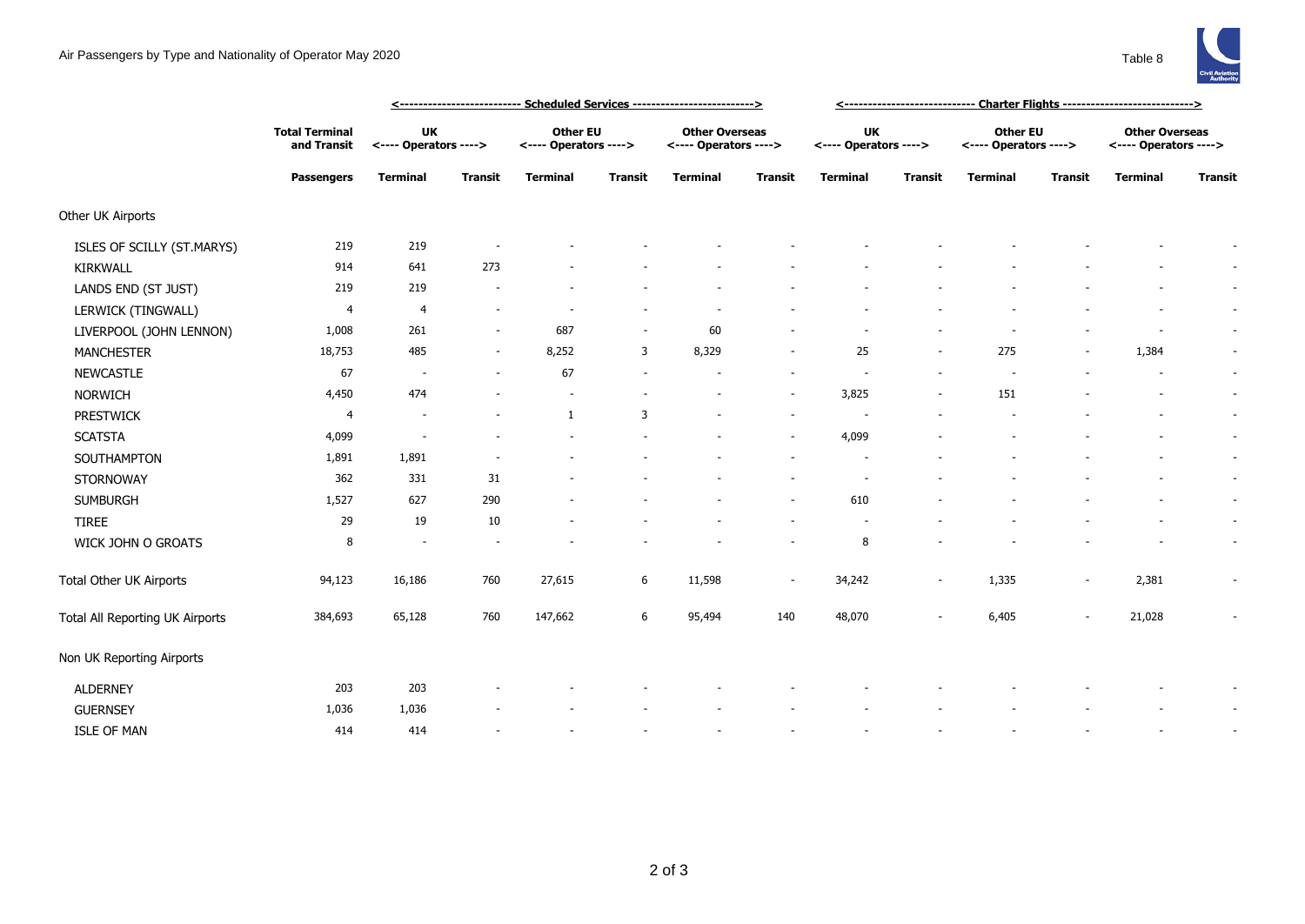Air Passengers by Type and Nationality of Operator May 2020

Table 8

| | Total Terminal and Transit | Scheduled Services | | | | | | Charter Flights | | | | | |
|---|---|---|---|---|---|---|---|---|---|---|---|---|---|
| | | UK <---- Operators ----> | | Other EU <---- Operators ----> | | Other Overseas <---- Operators ----> | | UK <---- Operators ----> | | Other EU <---- Operators ----> | | Other Overseas <---- Operators ----> | |
| | Passengers | Terminal | Transit | Terminal | Transit | Terminal | Transit | Terminal | Transit | Terminal | Transit | Terminal | Transit |
| Other UK Airports | | | | | | | | | | | | | |
| ISLES OF SCILLY (ST.MARYS) | 219 | 219 | - | - | - | - | - | - | - | - | - | - | - |
| KIRKWALL | 914 | 641 | 273 | - | - | - | - | - | - | - | - | - | - |
| LANDS END (ST JUST) | 219 | 219 | - | - | - | - | - | - | - | - | - | - | - |
| LERWICK (TINGWALL) | 4 | 4 | - | - | - | - | - | - | - | - | - | - | - |
| LIVERPOOL (JOHN LENNON) | 1,008 | 261 | - | 687 | - | 60 | - | - | - | - | - | - | - |
| MANCHESTER | 18,753 | 485 | - | 8,252 | 3 | 8,329 | - | 25 | - | 275 | - | 1,384 | - |
| NEWCASTLE | 67 | - | - | 67 | - | - | - | - | - | - | - | - | - |
| NORWICH | 4,450 | 474 | - | - | - | - | - | 3,825 | - | 151 | - | - | - |
| PRESTWICK | 4 | - | - | 1 | 3 | - | - | - | - | - | - | - | - |
| SCATSTA | 4,099 | - | - | - | - | - | - | 4,099 | - | - | - | - | - |
| SOUTHAMPTON | 1,891 | 1,891 | - | - | - | - | - | - | - | - | - | - | - |
| STORNOWAY | 362 | 331 | 31 | - | - | - | - | - | - | - | - | - | - |
| SUMBURGH | 1,527 | 627 | 290 | - | - | - | - | 610 | - | - | - | - | - |
| TIREE | 29 | 19 | 10 | - | - | - | - | - | - | - | - | - | - |
| WICK JOHN O GROATS | 8 | - | - | - | - | - | - | 8 | - | - | - | - | - |
| Total Other UK Airports | 94,123 | 16,186 | 760 | 27,615 | 6 | 11,598 | - | 34,242 | - | 1,335 | - | 2,381 | - |
| Total All Reporting UK Airports | 384,693 | 65,128 | 760 | 147,662 | 6 | 95,494 | 140 | 48,070 | - | 6,405 | - | 21,028 | - |
| Non UK Reporting Airports | | | | | | | | | | | | | |
| ALDERNEY | 203 | 203 | - | - | - | - | - | - | - | - | - | - | - |
| GUERNSEY | 1,036 | 1,036 | - | - | - | - | - | - | - | - | - | - | - |
| ISLE OF MAN | 414 | 414 | - | - | - | - | - | - | - | - | - | - | - |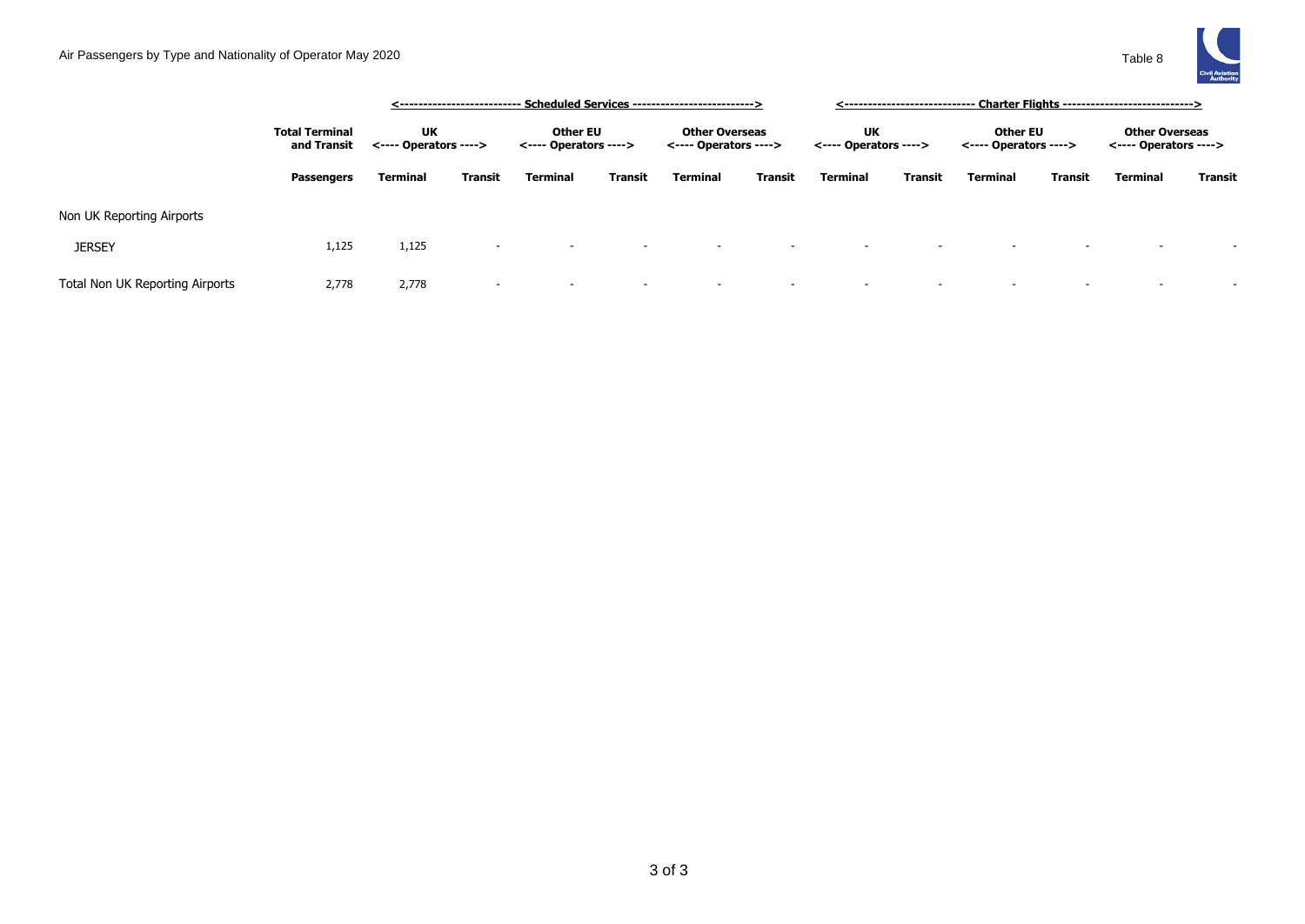Air Passengers by Type and Nationality of Operator May 2020

Table 8

| | Total Terminal and Transit | Scheduled Services | | | | | | Charter Flights | | | | | |
|---|---|---|---|---|---|---|---|---|---|---|---|---|---|
| | | UK <---- Operators ----> | | Other EU <---- Operators ----> | | Other Overseas <---- Operators ----> | | UK <---- Operators ----> | | Other EU <---- Operators ----> | | Other Overseas <---- Operators ----> | |
| | Passengers | Terminal | Transit | Terminal | Transit | Terminal | Transit | Terminal | Transit | Terminal | Transit | Terminal | Transit |
| Non UK Reporting Airports | | | | | | | | | | | | | |
| JERSEY | 1,125 | 1,125 | - | - | - | - | - | - | - | - | - | - | - |
| Total Non UK Reporting Airports | 2,778 | 2,778 | - | - | - | - | - | - | - | - | - | - | - |